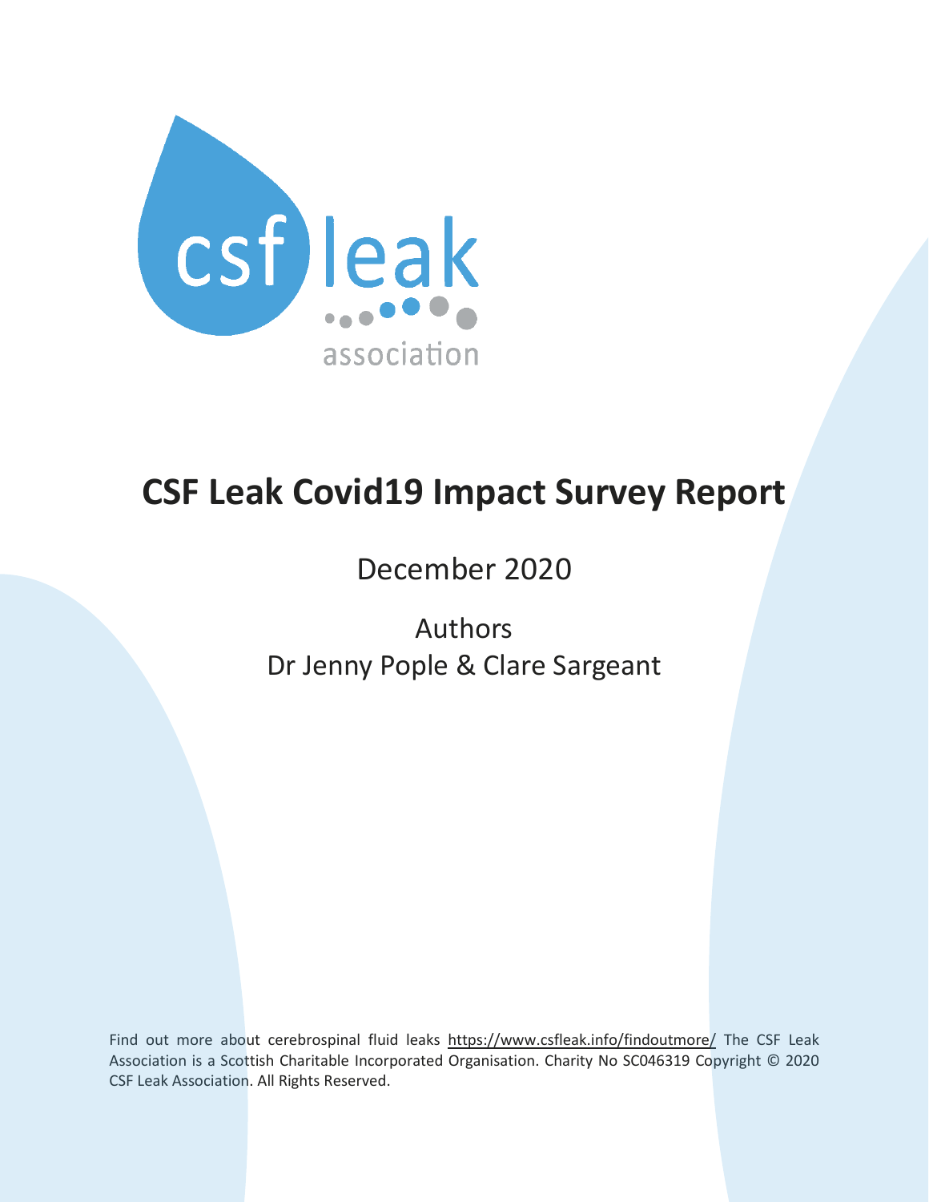csf leak association

# CSF Leak Covid19 Impact Survey Report

December 2020

Authors
Dr Jenny Pople & Clare Sargeant

Find out more about cerebrospinal fluid leaks https://www.csfleak.info/findoutmore/ The CSF Leak Association is a Scottish Charitable Incorporated Organisation. Charity No SC046319 Copyright © 2020 CSF Leak Association. All Rights Reserved.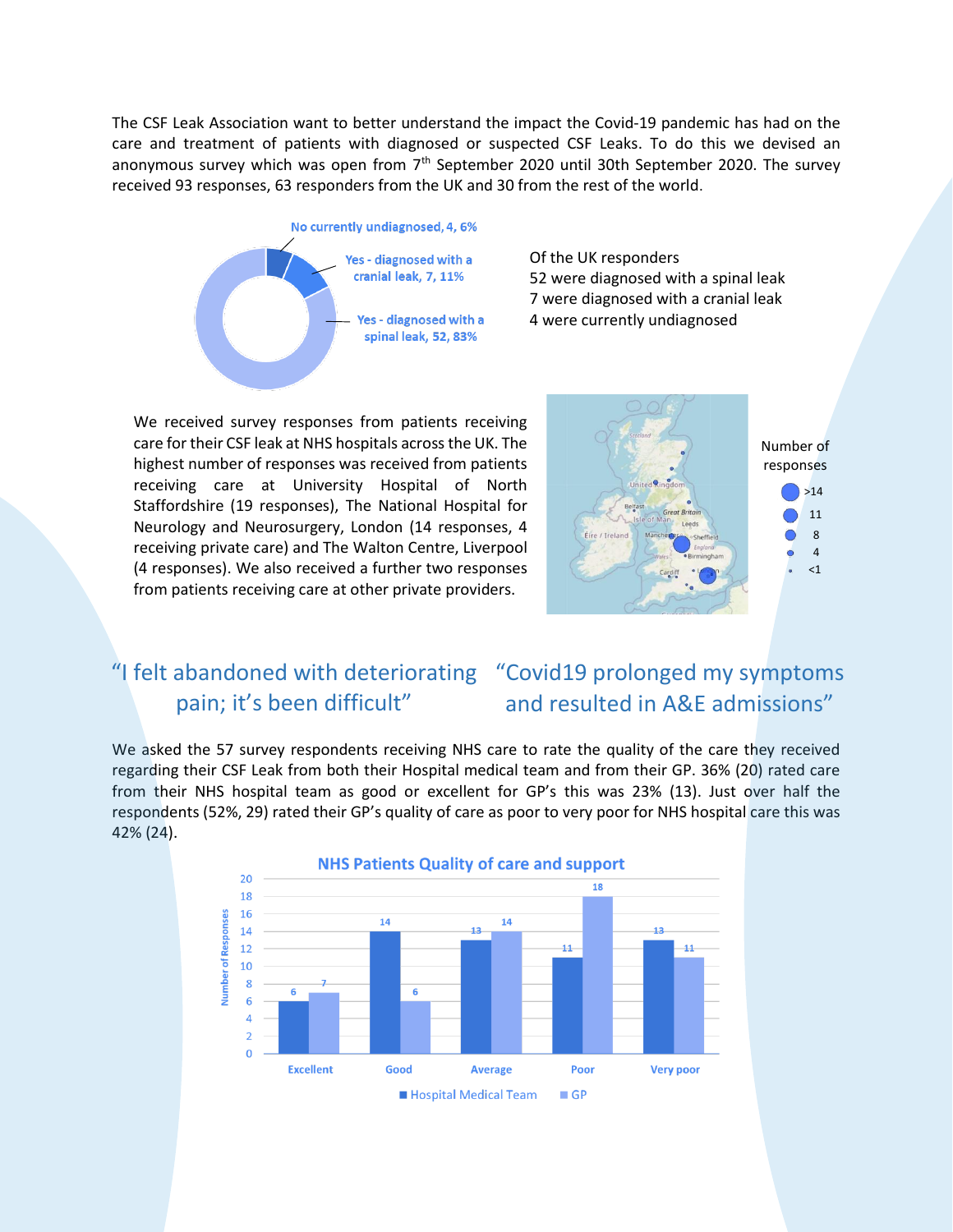The CSF Leak Association want to better understand the impact the Covid-19 pandemic has had on the care and treatment of patients with diagnosed or suspected CSF Leaks. To do this we devised an anonymous survey which was open from 7th September 2020 until 30th September 2020. The survey received 93 responses, 63 responders from the UK and 30 from the rest of the world.

No currently undiagnosed, 4, 6%

Yes - diagnosed with a cranial leak, 7, 11%

Yes - diagnosed with a spinal leak, 52, 83%

Of the UK responders
52 were diagnosed with a spinal leak
7 were diagnosed with a cranial leak
4 were currently undiagnosed

We received survey responses from patients receiving care for their CSF leak at NHS hospitals across the UK. The highest number of responses was received from patients receiving care at University Hospital of North Staffordshire (19 responses), The National Hospital for Neurology and Neurosurgery, London (14 responses, 4 receiving private care) and The Walton Centre, Liverpool (4 responses). We also received a further two responses from patients receiving care at other private providers.

Number of responses: >14, 11, 8, 4, <1

"I felt abandoned with deteriorating pain; it's been difficult"

"Covid19 prolonged my symptoms and resulted in A&E admissions"

We asked the 57 survey respondents receiving NHS care to rate the quality of the care they received regarding their CSF Leak from both their Hospital medical team and from their GP. 36% (20) rated care from their NHS hospital team as good or excellent for GP's this was 23% (13). Just over half the respondents (52%, 29) rated their GP's quality of care as poor to very poor for NHS hospital care this was 42% (24).

**NHS Patients Quality of care and support**

| | Excellent | Good | Average | Poor | Very poor |
|---|---|---|---|---|---|
| Hospital Medical Team | 6 | 14 | 13 | 11 | 13 |
| GP | 7 | 6 | 14 | 18 | 11 |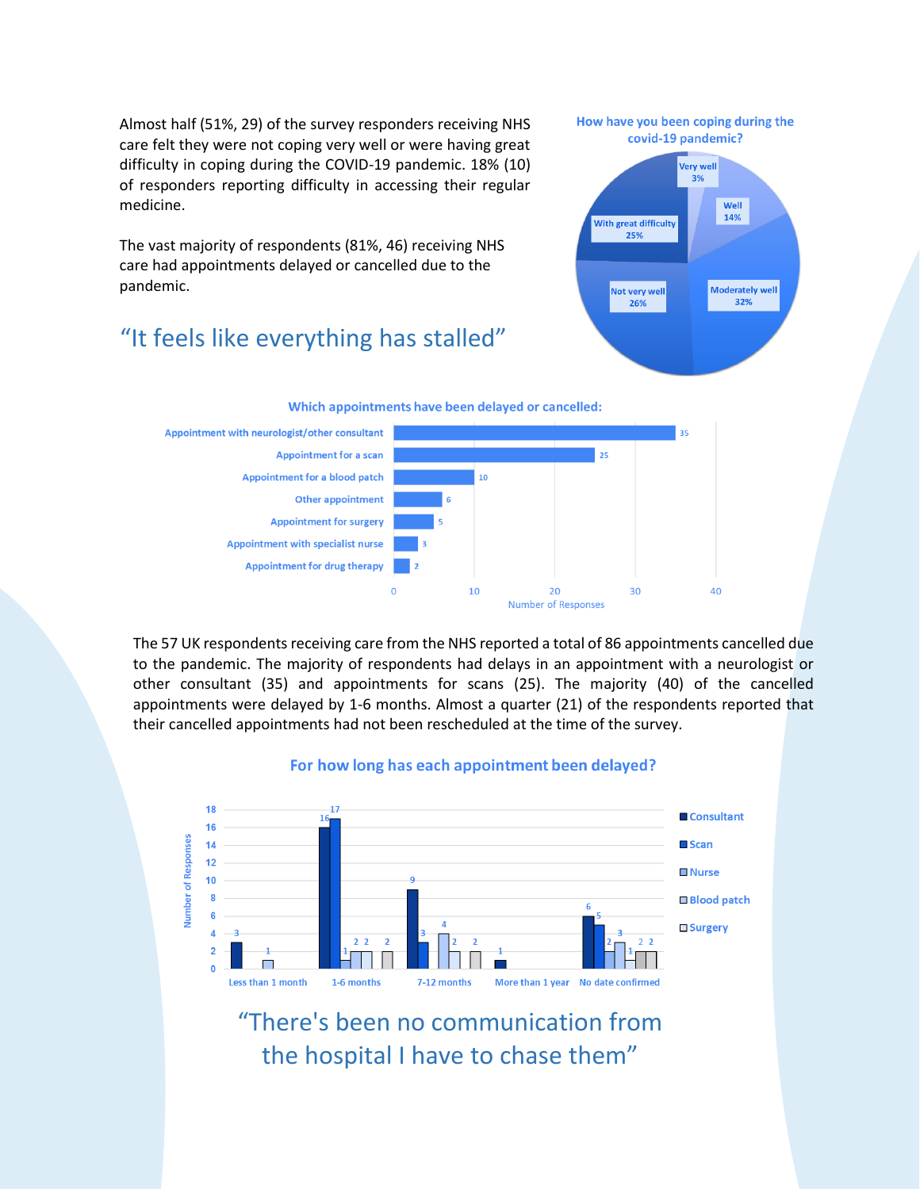Almost half (51%, 29) of the survey responders receiving NHS care felt they were not coping very well or were having great difficulty in coping during the COVID-19 pandemic. 18% (10) of responders reporting difficulty in accessing their regular medicine.

The vast majority of respondents (81%, 46) receiving NHS care had appointments delayed or cancelled due to the pandemic.

“It feels like everything has stalled”

**How have you been coping during the covid-19 pandemic?**

| Response | Percentage |
|---|---|
| Very well | 3% |
| Well | 14% |
| Moderately well | 32% |
| Not very well | 26% |
| With great difficulty | 25% |

**Which appointments have been delayed or cancelled:**

| Appointment | Number of Responses |
|---|---|
| Appointment with neurologist/other consultant | 35 |
| Appointment for a scan | 25 |
| Appointment for a blood patch | 10 |
| Other appointment | 6 |
| Appointment for surgery | 5 |
| Appointment with specialist nurse | 3 |
| Appointment for drug therapy | 2 |

The 57 UK respondents receiving care from the NHS reported a total of 86 appointments cancelled due to the pandemic. The majority of respondents had delays in an appointment with a neurologist or other consultant (35) and appointments for scans (25). The majority (40) of the cancelled appointments were delayed by 1-6 months. Almost a quarter (21) of the respondents reported that their cancelled appointments had not been rescheduled at the time of the survey.

**For how long has each appointment been delayed?**

| Delay | Consultant | Scan | Nurse | Blood patch | Surgery |
|---|---|---|---|---|---|
| Less than 1 month | 3 | | | 1 | |
| 1-6 months | 16 | 17 | 1 | 2 | 2 |
| 7-12 months | 9 | 3 | | 4 | 2 |
| More than 1 year | 1 | | | | |
| No date confirmed | 6 | 5 | 2 | 3 | 1 |

“There's been no communication from the hospital I have to chase them”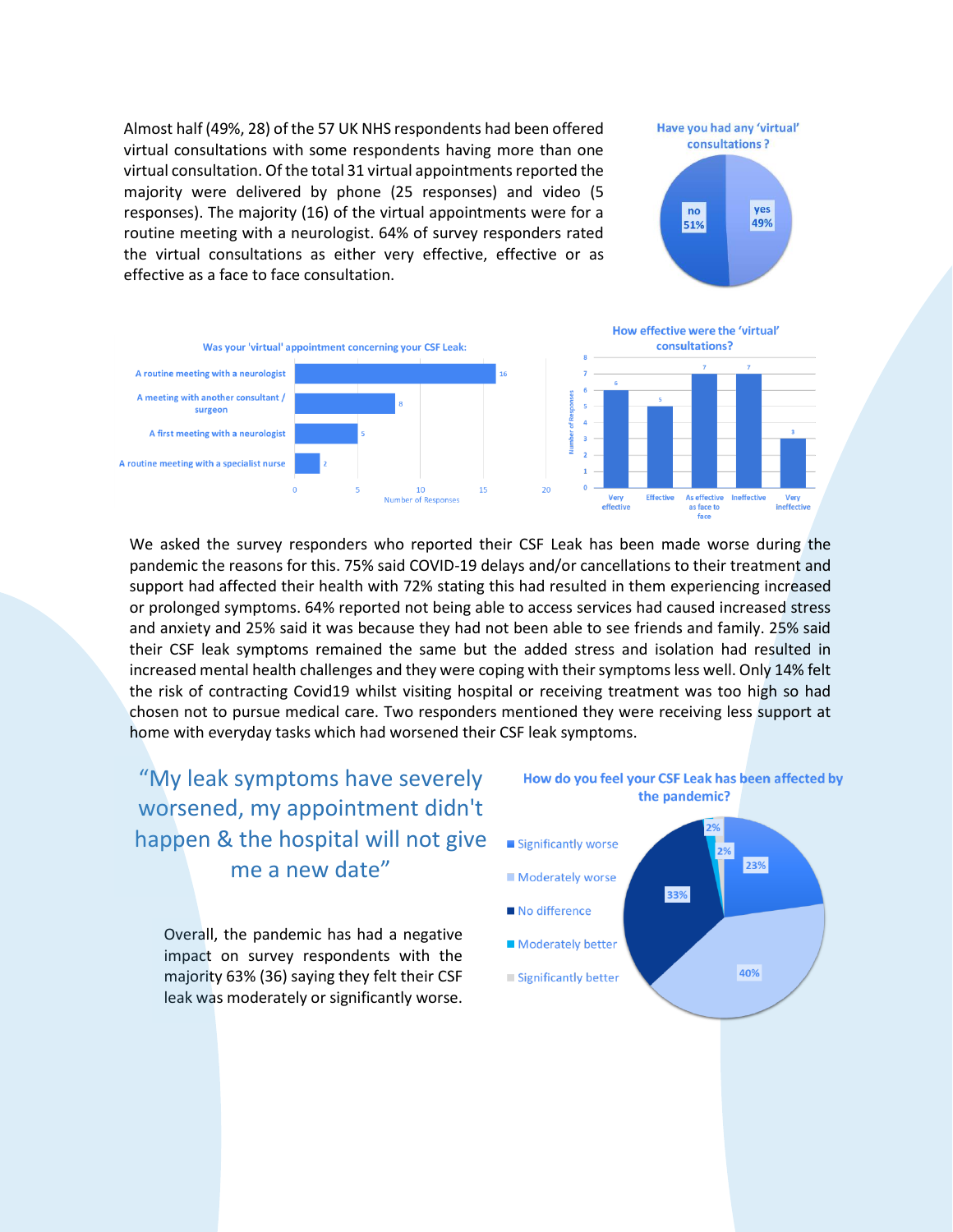Almost half (49%, 28) of the 57 UK NHS respondents had been offered virtual consultations with some respondents having more than one virtual consultation. Of the total 31 virtual appointments reported the majority were delivered by phone (25 responses) and video (5 responses). The majority (16) of the virtual appointments were for a routine meeting with a neurologist. 64% of survey responders rated the virtual consultations as either very effective, effective or as effective as a face to face consultation.

**Have you had any 'virtual' consultations ?**

| Response | Percentage |
|---|---|
| no | 51% |
| yes | 49% |

**Was your 'virtual' appointment concerning your CSF Leak:**

| Appointment type | Number of Responses |
|---|---|
| A routine meeting with a neurologist | 16 |
| A meeting with another consultant / surgeon | 8 |
| A first meeting with a neurologist | 5 |
| A routine meeting with a specialist nurse | 2 |

**How effective were the 'virtual' consultations?**

| Rating | Number of Responses |
|---|---|
| Very effective | 6 |
| Effective | 5 |
| As effective as face to face | 7 |
| Ineffective | 7 |
| Very Ineffective | 3 |

We asked the survey responders who reported their CSF Leak has been made worse during the pandemic the reasons for this. 75% said COVID-19 delays and/or cancellations to their treatment and support had affected their health with 72% stating this had resulted in them experiencing increased or prolonged symptoms. 64% reported not being able to access services had caused increased stress and anxiety and 25% said it was because they had not been able to see friends and family. 25% said their CSF leak symptoms remained the same but the added stress and isolation had resulted in increased mental health challenges and they were coping with their symptoms less well. Only 14% felt the risk of contracting Covid19 whilst visiting hospital or receiving treatment was too high so had chosen not to pursue medical care. Two responders mentioned they were receiving less support at home with everyday tasks which had worsened their CSF leak symptoms.

> "My leak symptoms have severely worsened, my appointment didn't happen & the hospital will not give me a new date"

Overall, the pandemic has had a negative impact on survey respondents with the majority 63% (36) saying they felt their CSF leak was moderately or significantly worse.

**How do you feel your CSF Leak has been affected by the pandemic?**

| Response | Percentage |
|---|---|
| Significantly worse | 23% |
| Moderately worse | 40% |
| No difference | 33% |
| Moderately better | 2% |
| Significantly better | 2% |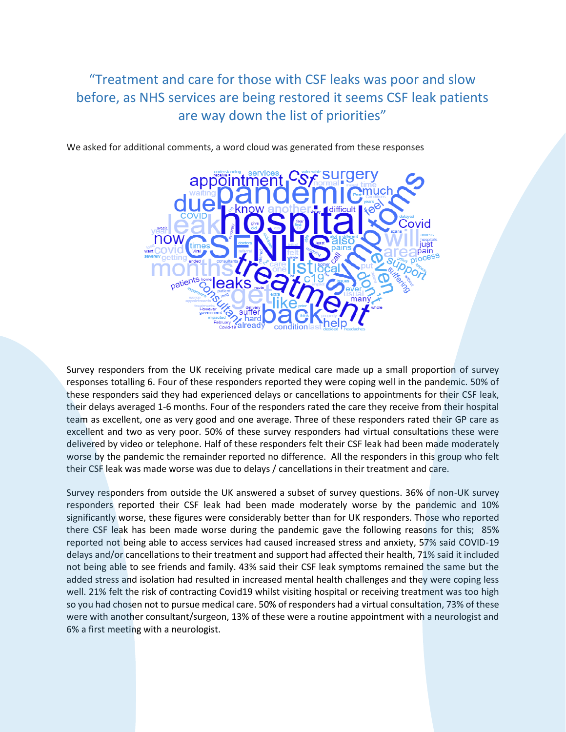"Treatment and care for those with CSF leaks was poor and slow before, as NHS services are being restored it seems CSF leak patients are way down the list of priorities"

We asked for additional comments, a word cloud was generated from these responses

Survey responders from the UK receiving private medical care made up a small proportion of survey responses totalling 6. Four of these responders reported they were coping well in the pandemic. 50% of these responders said they had experienced delays or cancellations to appointments for their CSF leak, their delays averaged 1-6 months. Four of the responders rated the care they receive from their hospital team as excellent, one as very good and one average. Three of these responders rated their GP care as excellent and two as very poor. 50% of these survey responders had virtual consultations these were delivered by video or telephone. Half of these responders felt their CSF leak had been made moderately worse by the pandemic the remainder reported no difference. All the responders in this group who felt their CSF leak was made worse was due to delays / cancellations in their treatment and care.

Survey responders from outside the UK answered a subset of survey questions. 36% of non-UK survey responders reported their CSF leak had been made moderately worse by the pandemic and 10% significantly worse, these figures were considerably better than for UK responders. Those who reported there CSF leak has been made worse during the pandemic gave the following reasons for this; 85% reported not being able to access services had caused increased stress and anxiety, 57% said COVID-19 delays and/or cancellations to their treatment and support had affected their health, 71% said it included not being able to see friends and family. 43% said their CSF leak symptoms remained the same but the added stress and isolation had resulted in increased mental health challenges and they were coping less well. 21% felt the risk of contracting Covid19 whilst visiting hospital or receiving treatment was too high so you had chosen not to pursue medical care. 50% of responders had a virtual consultation, 73% of these were with another consultant/surgeon, 13% of these were a routine appointment with a neurologist and 6% a first meeting with a neurologist.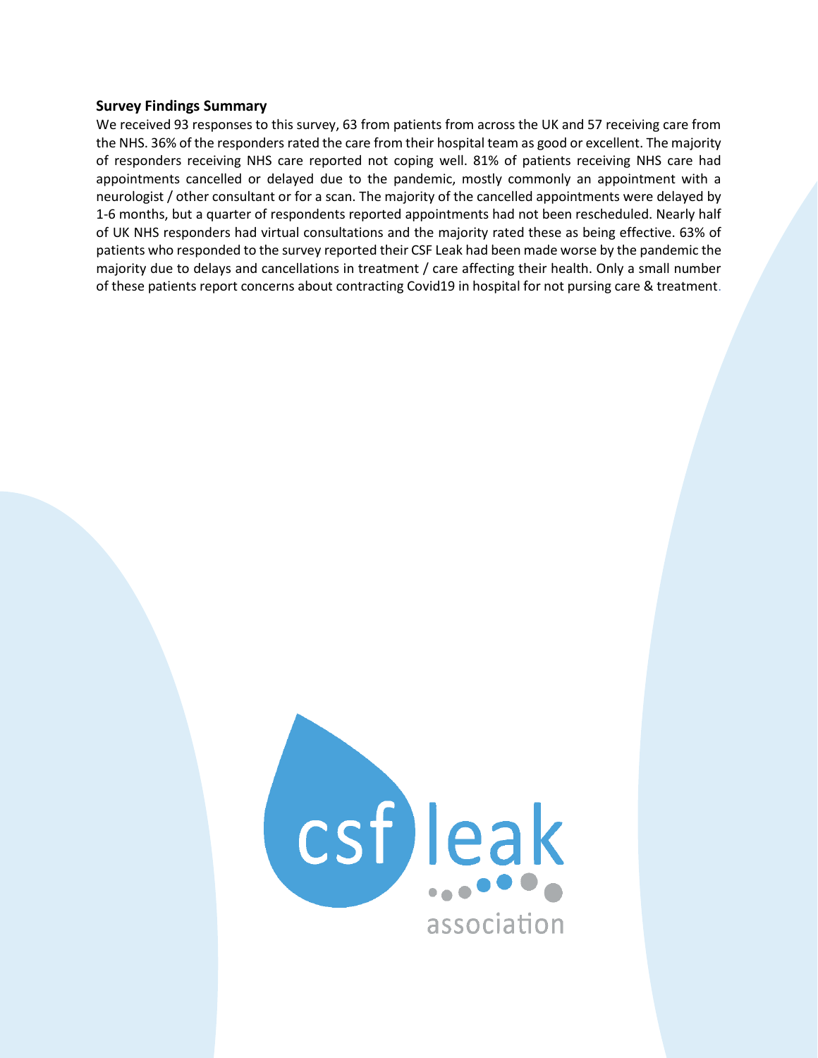**Survey Findings Summary**

We received 93 responses to this survey, 63 from patients from across the UK and 57 receiving care from the NHS. 36% of the responders rated the care from their hospital team as good or excellent. The majority of responders receiving NHS care reported not coping well. 81% of patients receiving NHS care had appointments cancelled or delayed due to the pandemic, mostly commonly an appointment with a neurologist / other consultant or for a scan. The majority of the cancelled appointments were delayed by 1-6 months, but a quarter of respondents reported appointments had not been rescheduled. Nearly half of UK NHS responders had virtual consultations and the majority rated these as being effective. 63% of patients who responded to the survey reported their CSF Leak had been made worse by the pandemic the majority due to delays and cancellations in treatment / care affecting their health. Only a small number of these patients report concerns about contracting Covid19 in hospital for not pursing care & treatment.

csf leak association